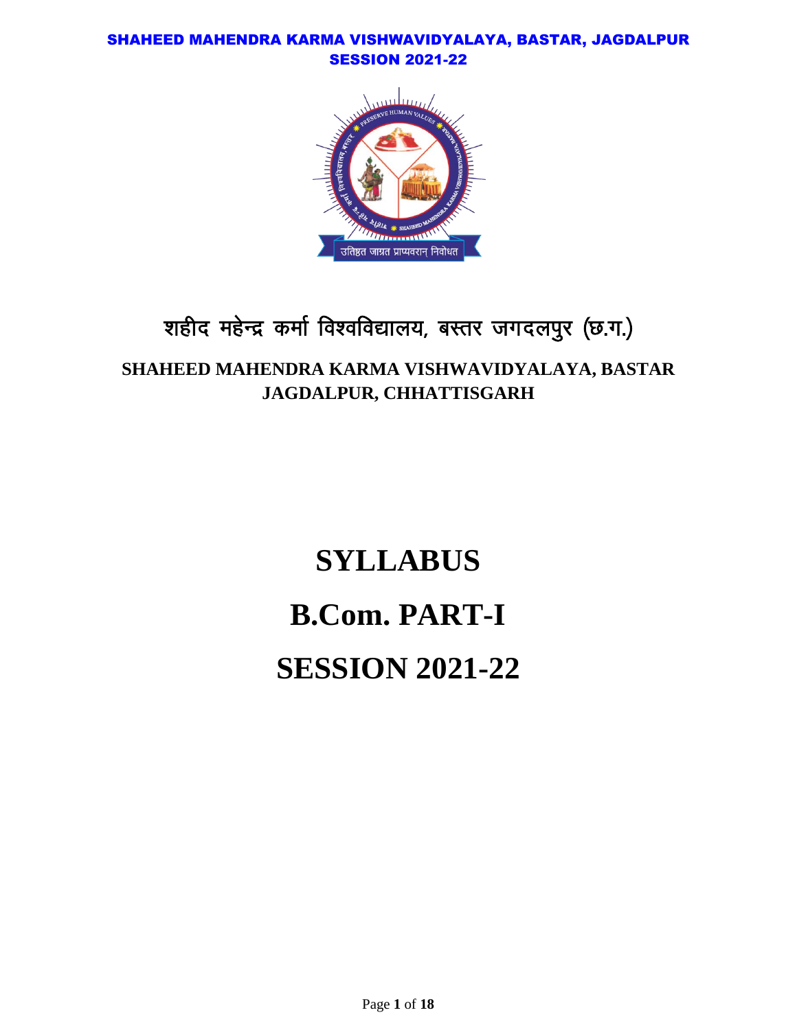SHAHEED MAHENDRA KARMA VISHWAVIDYALAYA, BASTAR, JAGDALPUR
SESSION 2021-22

# शहीद महेन्द्र कर्मा विश्वविद्यालय, बस्तर जगदलपुर (छ.ग.)

## SHAHEED MAHENDRA KARMA VISHWAVIDYALAYA, BASTAR JAGDALPUR, CHHATTISGARH

# SYLLABUS

# B.Com. PART-I

# SESSION 2021-22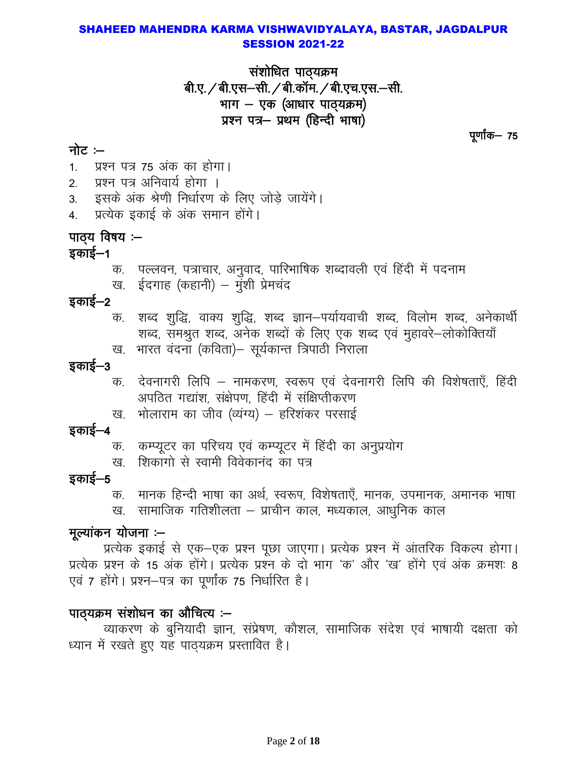# SHAHEED MAHENDRA KARMA VISHWAVIDYALAYA, BASTAR, JAGDALPUR
## SESSION 2021-22

## संशोधित पाठ्यक्रम
## बी.ए./बी.एस–सी./बी.कॉम./बी.एच.एस.–सी.
## भाग – एक (आधार पाठ्यक्रम)
## प्रश्न पत्र– प्रथम (हिन्दी भाषा)

**पूर्णांक– 75**

**नोट :–**

1. प्रश्न पत्र 75 अंक का होगा।
2. प्रश्न पत्र अनिवार्य होगा ।
3. इसके अंक श्रेणी निर्धारण के लिए जोड़े जायेंगे।
4. प्रत्येक इकाई के अंक समान होंगे।

**पाठ्य विषय :–**

**इकाई–1**

- क. पल्लवन, पत्राचार, अनुवाद, पारिभाषिक शब्दावली एवं हिंदी में पदनाम
- ख. ईदगाह (कहानी) – मुंशी प्रेमचंद

**इकाई–2**

- क. शब्द शुद्धि, वाक्य शुद्धि, शब्द ज्ञान–पर्यायवाची शब्द, विलोम शब्द, अनेकार्थी शब्द, समश्रुत शब्द, अनेक शब्दों के लिए एक शब्द एवं मुहावरे–लोकोक्तियाँ
- ख. भारत वंदना (कविता)– सूर्यकान्त त्रिपाठी निराला

**इकाई–3**

- क. देवनागरी लिपि – नामकरण, स्वरूप एवं देवनागरी लिपि की विशेषताएँ, हिंदी अपठित गद्यांश, संक्षेपण, हिंदी में संक्षिप्तीकरण
- ख. भोलाराम का जीव (व्यंग्य) – हरिशंकर परसाई

**इकाई–4**

- क. कम्प्यूटर का परिचय एवं कम्प्यूटर में हिंदी का अनुप्रयोग
- ख. शिकागो से स्वामी विवेकानंद का पत्र

**इकाई–5**

- क. मानक हिन्दी भाषा का अर्थ, स्वरूप, विशेषताएँ, मानक, उपमानक, अमानक भाषा
- ख. सामाजिक गतिशीलता – प्राचीन काल, मध्यकाल, आधुनिक काल

**मूल्यांकन योजना :–**

प्रत्येक इकाई से एक–एक प्रश्न पूछा जाएगा। प्रत्येक प्रश्न में आंतरिक विकल्प होगा। प्रत्येक प्रश्न के 15 अंक होंगे। प्रत्येक प्रश्न के दो भाग 'क' और 'ख' होंगे एवं अंक क्रमशः 8 एवं 7 होंगे। प्रश्न–पत्र का पूर्णांक 75 निर्धारित है।

**पाठ्यक्रम संशोधन का औचित्य :–**

व्याकरण के बुनियादी ज्ञान, संप्रेषण, कौशल, सामाजिक संदेश एवं भाषायी दक्षता को ध्यान में रखते हुए यह पाठ्यक्रम प्रस्तावित है।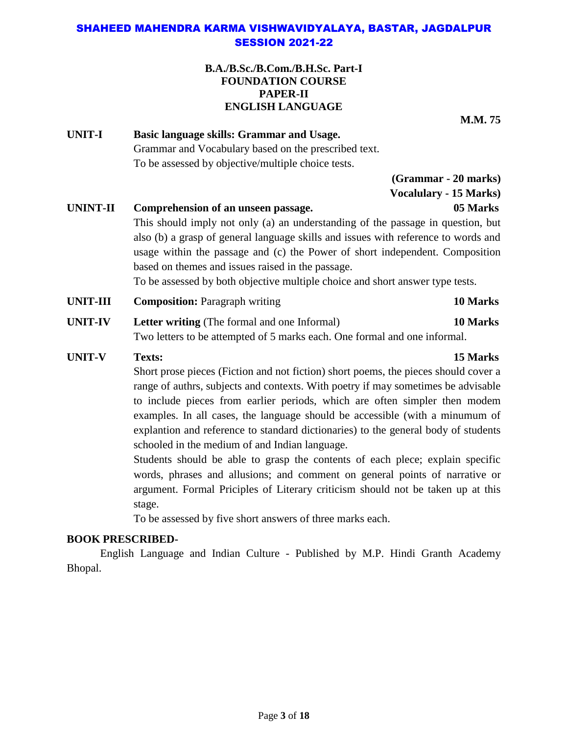# SHAHEED MAHENDRA KARMA VISHWAVIDYALAYA, BASTAR, JAGDALPUR
## SESSION 2021-22

**B.A./B.Sc./B.Com./B.H.Sc. Part-I**
**FOUNDATION COURSE**
**PAPER-II**
**ENGLISH LANGUAGE**

**M.M. 75**

**UNIT-I** **Basic language skills: Grammar and Usage.**
Grammar and Vocabulary based on the prescribed text.
To be assessed by objective/multiple choice tests.

**(Grammar - 20 marks)**
**Vocalulary - 15 Marks)**

**UNINT-II** **Comprehension of an unseen passage.** **05 Marks**
This should imply not only (a) an understanding of the passage in question, but also (b) a grasp of general language skills and issues with reference to words and usage within the passage and (c) the Power of short independent. Composition based on themes and issues raised in the passage.
To be assessed by both objective multiple choice and short answer type tests.

**UNIT-III** **Composition:** Paragraph writing **10 Marks**

**UNIT-IV** **Letter writing** (The formal and one Informal) **10 Marks**
Two letters to be attempted of 5 marks each. One formal and one informal.

**UNIT-V** **Texts:** **15 Marks**
Short prose pieces (Fiction and not fiction) short poems, the pieces should cover a range of authrs, subjects and contexts. With poetry if may sometimes be advisable to include pieces from earlier periods, which are often simpler then modem examples. In all cases, the language should be accessible (with a minumum of explantion and reference to standard dictionaries) to the general body of students schooled in the medium of and Indian language.
Students should be able to grasp the contents of each plece; explain specific words, phrases and allusions; and comment on general points of narrative or argument. Formal Priciples of Literary criticism should not be taken up at this stage.
To be assessed by five short answers of three marks each.

**BOOK PRESCRIBED-**

English Language and Indian Culture - Published by M.P. Hindi Granth Academy Bhopal.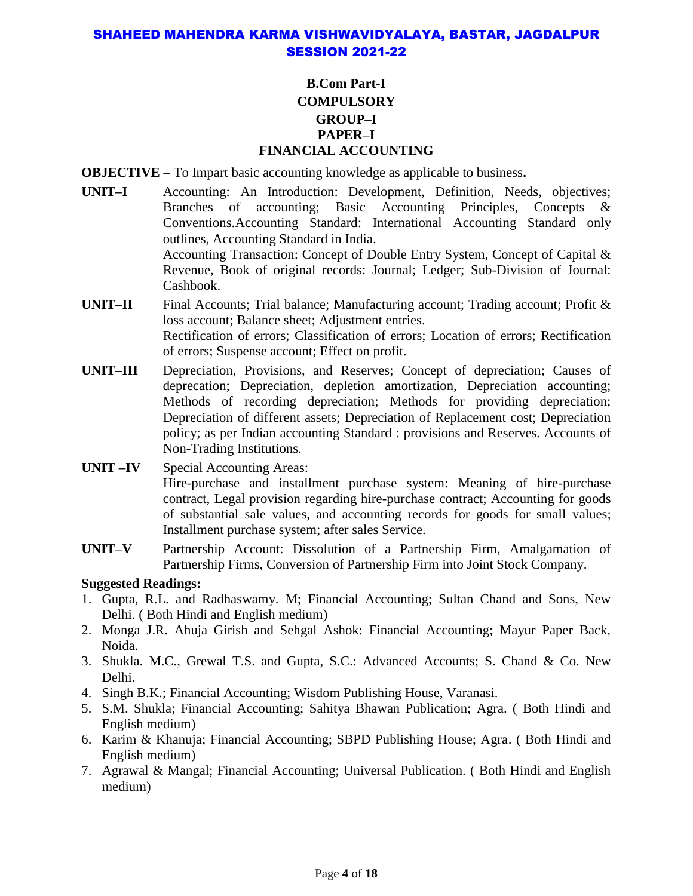# SHAHEED MAHENDRA KARMA VISHWAVIDYALAYA, BASTAR, JAGDALPUR
## SESSION 2021-22

### B.Com Part-I
### COMPULSORY
### GROUP–I
### PAPER–I
### FINANCIAL ACCOUNTING

**OBJECTIVE –** To Impart basic accounting knowledge as applicable to business**.**

**UNIT–I** Accounting: An Introduction: Development, Definition, Needs, objectives; Branches of accounting; Basic Accounting Principles, Concepts & Conventions.Accounting Standard: International Accounting Standard only outlines, Accounting Standard in India.
Accounting Transaction: Concept of Double Entry System, Concept of Capital & Revenue, Book of original records: Journal; Ledger; Sub-Division of Journal: Cashbook.

**UNIT–II** Final Accounts; Trial balance; Manufacturing account; Trading account; Profit & loss account; Balance sheet; Adjustment entries.
Rectification of errors; Classification of errors; Location of errors; Rectification of errors; Suspense account; Effect on profit.

**UNIT–III** Depreciation, Provisions, and Reserves; Concept of depreciation; Causes of deprecation; Depreciation, depletion amortization, Depreciation accounting; Methods of recording depreciation; Methods for providing depreciation; Depreciation of different assets; Depreciation of Replacement cost; Depreciation policy; as per Indian accounting Standard : provisions and Reserves. Accounts of Non-Trading Institutions.

**UNIT –IV** Special Accounting Areas:
Hire-purchase and installment purchase system: Meaning of hire-purchase contract, Legal provision regarding hire-purchase contract; Accounting for goods of substantial sale values, and accounting records for goods for small values; Installment purchase system; after sales Service.

**UNIT–V** Partnership Account: Dissolution of a Partnership Firm, Amalgamation of Partnership Firms, Conversion of Partnership Firm into Joint Stock Company.

**Suggested Readings:**

1. Gupta, R.L. and Radhaswamy. M; Financial Accounting; Sultan Chand and Sons, New Delhi. ( Both Hindi and English medium)
2. Monga J.R. Ahuja Girish and Sehgal Ashok: Financial Accounting; Mayur Paper Back, Noida.
3. Shukla. M.C., Grewal T.S. and Gupta, S.C.: Advanced Accounts; S. Chand & Co. New Delhi.
4. Singh B.K.; Financial Accounting; Wisdom Publishing House, Varanasi.
5. S.M. Shukla; Financial Accounting; Sahitya Bhawan Publication; Agra. ( Both Hindi and English medium)
6. Karim & Khanuja; Financial Accounting; SBPD Publishing House; Agra. ( Both Hindi and English medium)
7. Agrawal & Mangal; Financial Accounting; Universal Publication. ( Both Hindi and English medium)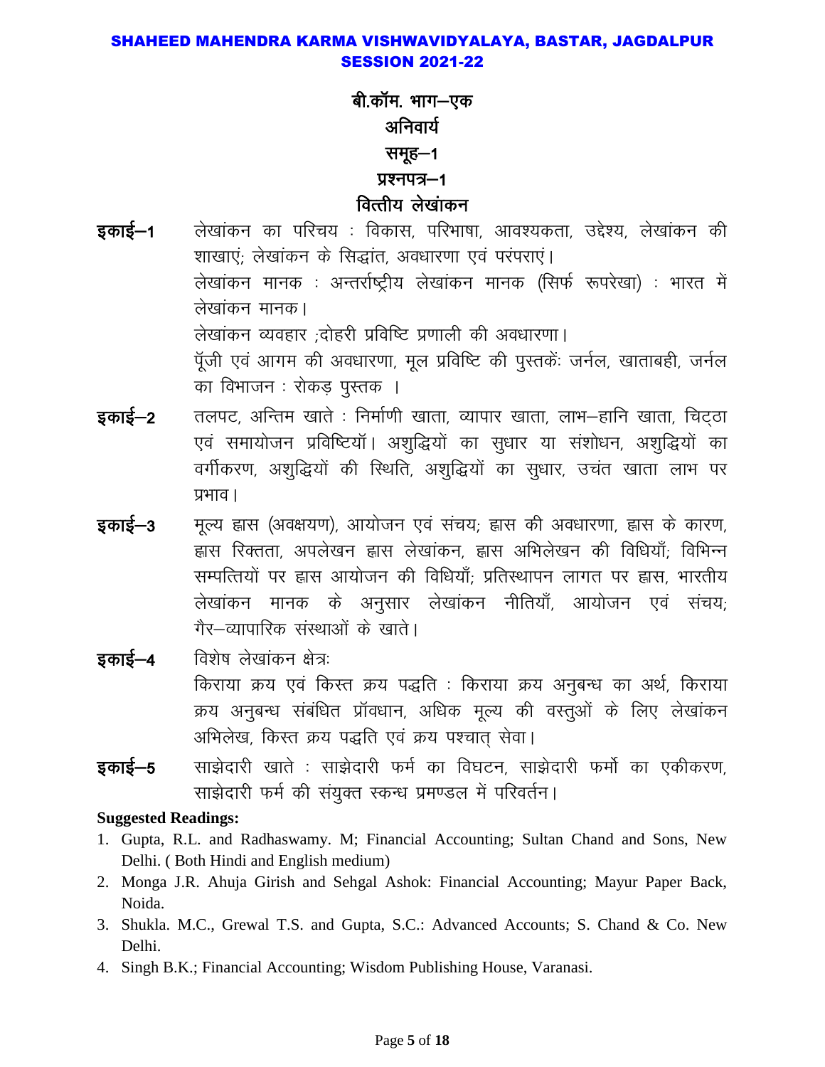**SHAHEED MAHENDRA KARMA VISHWAVIDYALAYA, BASTAR, JAGDALPUR**
**SESSION 2021-22**

# बी.कॉम. भाग–एक
## अनिवार्य
## समूह–1
## प्रश्नपत्र–1
## वित्तीय लेखांकन

**इकाई–1** लेखांकन का परिचय : विकास, परिभाषा, आवश्यकता, उद्देश्य, लेखांकन की शाखाएं; लेखांकन के सिद्धांत, अवधारणा एवं परंपराएं।
लेखांकन मानक : अन्तर्राष्ट्रीय लेखांकन मानक (सिर्फ रूपरेखा) : भारत में लेखांकन मानक।
लेखांकन व्यवहार ;दोहरी प्रविष्टि प्रणाली की अवधारणा।
पूँजी एवं आगम की अवधारणा, मूल प्रविष्टि की पुस्तकें: जर्नल, खाताबही, जर्नल का विभाजन : रोकड़ पुस्तक ।

**इकाई–2** तलपट, अन्तिम खाते : निर्माणी खाता, व्यापार खाता, लाभ–हानि खाता, चिट्ठा एवं समायोजन प्रविष्टियॉ। अशुद्धियों का सुधार या संशोधन, अशुद्धियों का वर्गीकरण, अशुद्धियों की स्थिति, अशुद्धियों का सुधार, उचंत खाता लाभ पर प्रभाव।

**इकाई–3** मूल्य ह्रास (अवक्षयण), आयोजन एवं संचय; ह्रास की अवधारणा, ह्रास के कारण, ह्रास रिक्तता, अपलेखन ह्रास लेखांकन, ह्रास अभिलेखन की विधियाँ; विभिन्न सम्पत्तियों पर ह्रास आयोजन की विधियाँ; प्रतिस्थापन लागत पर ह्रास, भारतीय लेखांकन मानक के अनुसार लेखांकन नीतियाँ, आयोजन एवं संचय; गैर–व्यापारिक संस्थाओं के खाते।

**इकाई–4** विशेष लेखांकन क्षेत्र:
किराया क्रय एवं किस्त क्रय पद्धति : किराया क्रय अनुबन्ध का अर्थ, किराया क्रय अनुबन्ध संबंधित प्रॉवधान, अधिक मूल्य की वस्तुओं के लिए लेखांकन अभिलेख, किस्त क्रय पद्धति एवं क्रय पश्चात् सेवा।

**इकाई–5** साझेदारी खाते : साझेदारी फर्म का विघटन, साझेदारी फर्मो का एकीकरण, साझेदारी फर्म की संयुक्त स्कन्ध प्रमण्डल में परिवर्तन।

**Suggested Readings:**

1. Gupta, R.L. and Radhaswamy. M; Financial Accounting; Sultan Chand and Sons, New Delhi. ( Both Hindi and English medium)
2. Monga J.R. Ahuja Girish and Sehgal Ashok: Financial Accounting; Mayur Paper Back, Noida.
3. Shukla. M.C., Grewal T.S. and Gupta, S.C.: Advanced Accounts; S. Chand & Co. New Delhi.
4. Singh B.K.; Financial Accounting; Wisdom Publishing House, Varanasi.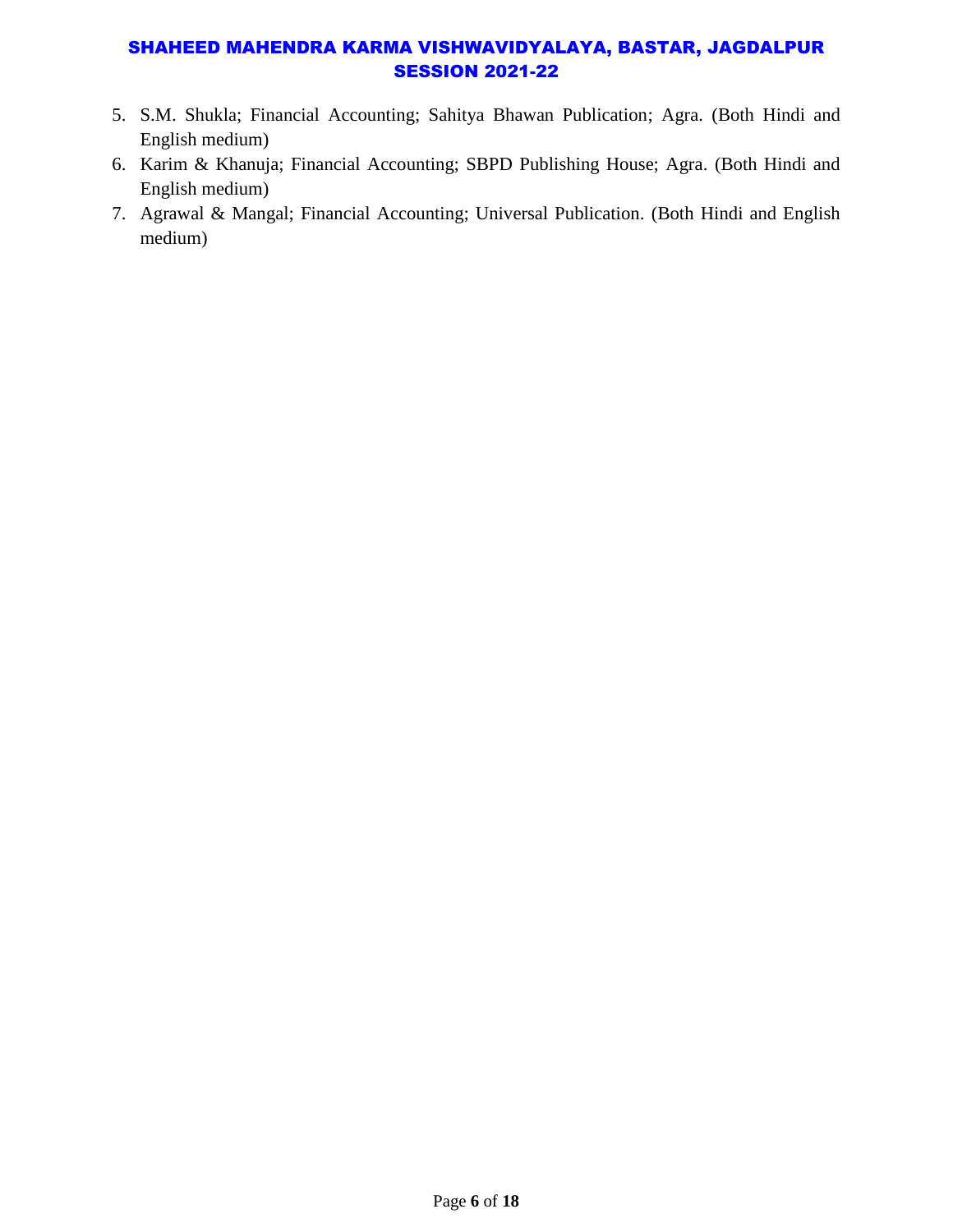5. S.M. Shukla; Financial Accounting; Sahitya Bhawan Publication; Agra. (Both Hindi and English medium)
6. Karim & Khanuja; Financial Accounting; SBPD Publishing House; Agra. (Both Hindi and English medium)
7. Agrawal & Mangal; Financial Accounting; Universal Publication. (Both Hindi and English medium)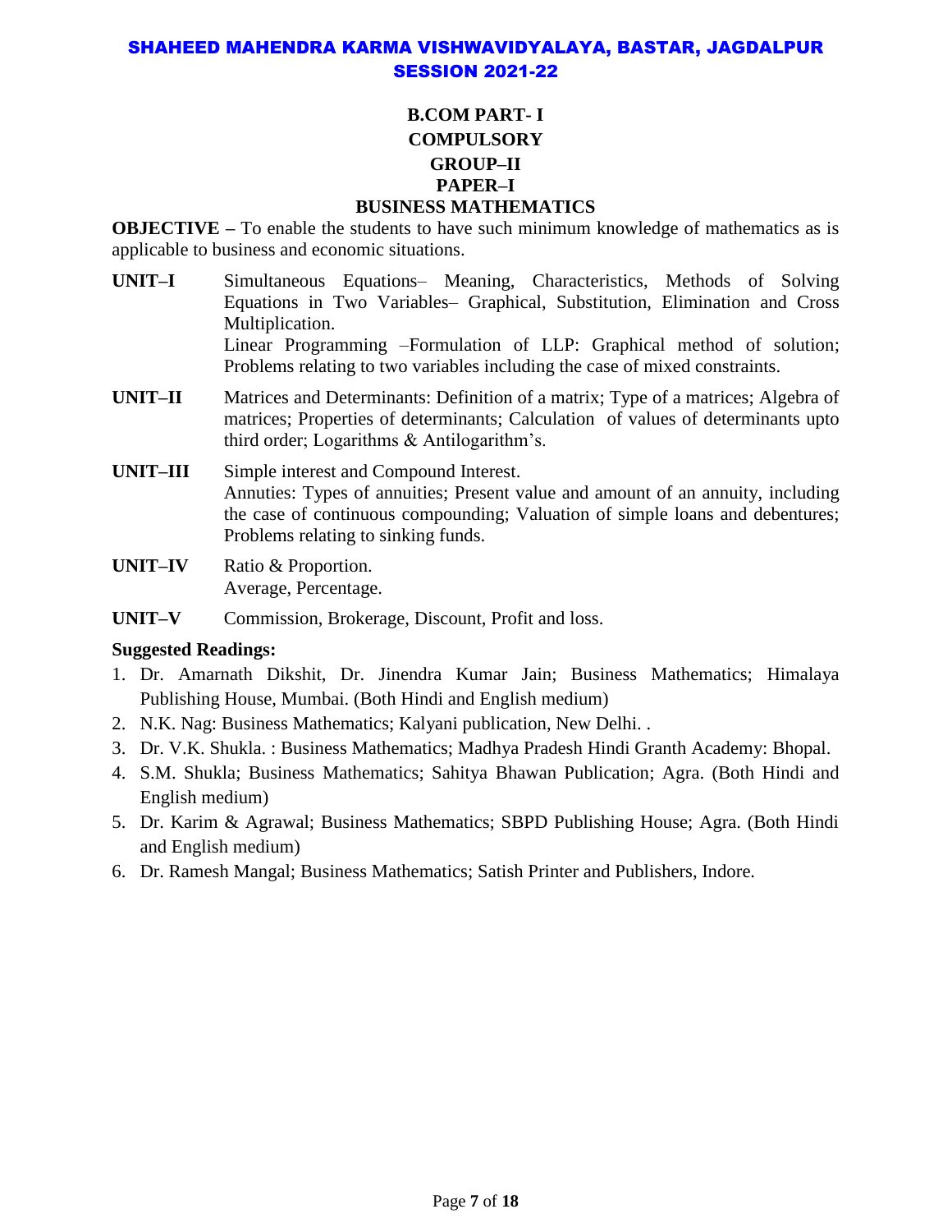# SHAHEED MAHENDRA KARMA VISHWAVIDYALAYA, BASTAR, JAGDALPUR
## SESSION 2021-22

### B.COM PART- I
### COMPULSORY
### GROUP–II
### PAPER–I
### BUSINESS MATHEMATICS

**OBJECTIVE –** To enable the students to have such minimum knowledge of mathematics as is applicable to business and economic situations.

**UNIT–I** Simultaneous Equations– Meaning, Characteristics, Methods of Solving Equations in Two Variables– Graphical, Substitution, Elimination and Cross Multiplication.
Linear Programming –Formulation of LLP: Graphical method of solution; Problems relating to two variables including the case of mixed constraints.

**UNIT–II** Matrices and Determinants: Definition of a matrix; Type of a matrices; Algebra of matrices; Properties of determinants; Calculation of values of determinants upto third order; Logarithms & Antilogarithm's.

**UNIT–III** Simple interest and Compound Interest.
Annuities: Types of annuities; Present value and amount of an annuity, including the case of continuous compounding; Valuation of simple loans and debentures; Problems relating to sinking funds.

**UNIT–IV** Ratio & Proportion.
Average, Percentage.

**UNIT–V** Commission, Brokerage, Discount, Profit and loss.

**Suggested Readings:**

1. Dr. Amarnath Dikshit, Dr. Jinendra Kumar Jain; Business Mathematics; Himalaya Publishing House, Mumbai. (Both Hindi and English medium)
2. N.K. Nag: Business Mathematics; Kalyani publication, New Delhi. .
3. Dr. V.K. Shukla. : Business Mathematics; Madhya Pradesh Hindi Granth Academy: Bhopal.
4. S.M. Shukla; Business Mathematics; Sahitya Bhawan Publication; Agra. (Both Hindi and English medium)
5. Dr. Karim & Agrawal; Business Mathematics; SBPD Publishing House; Agra. (Both Hindi and English medium)
6. Dr. Ramesh Mangal; Business Mathematics; Satish Printer and Publishers, Indore.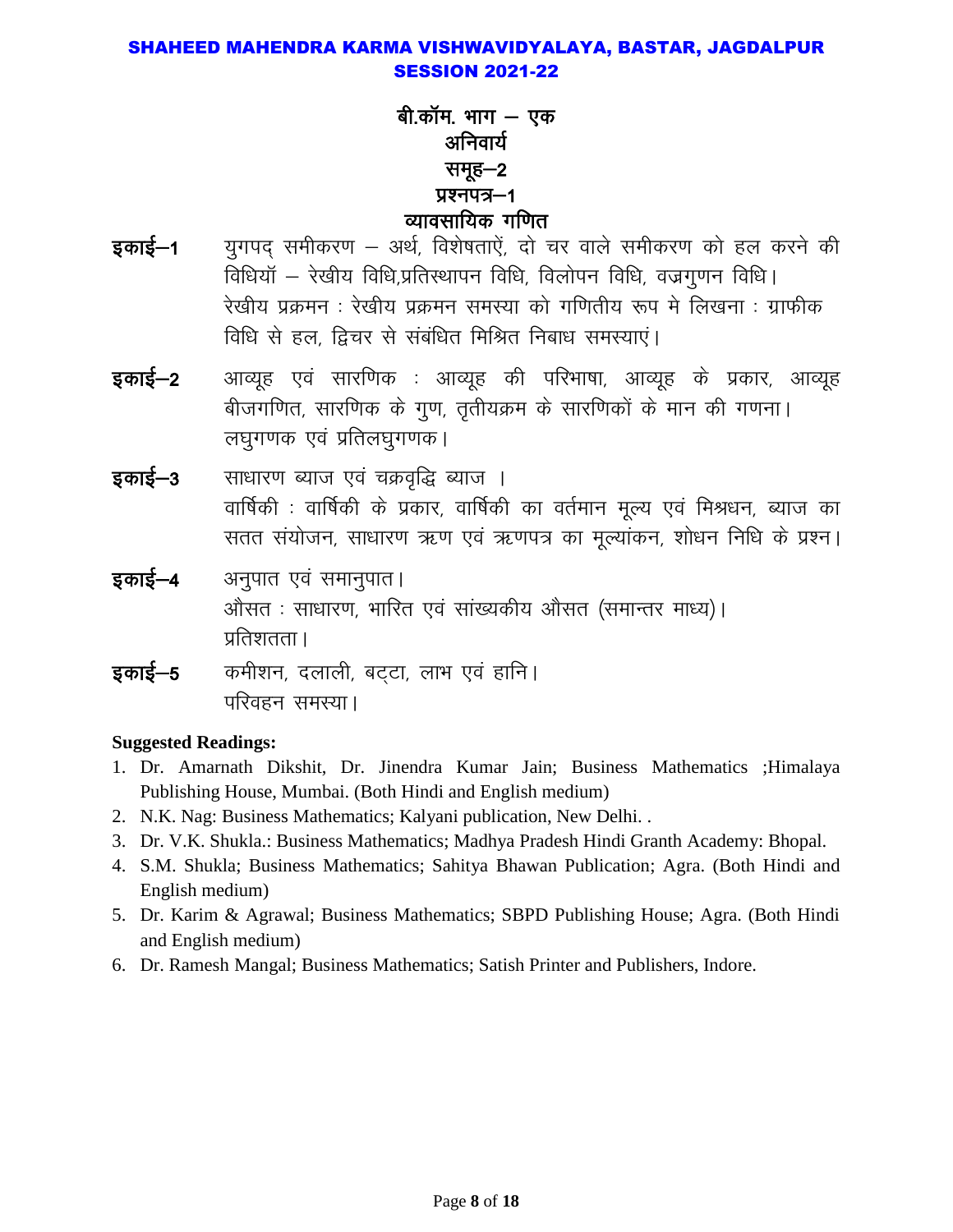**SHAHEED MAHENDRA KARMA VISHWAVIDYALAYA, BASTAR, JAGDALPUR**
**SESSION 2021-22**

# बी.कॉम. भाग – एक
## अनिवार्य
## समूह–2
## प्रश्नपत्र–1
## व्यावसायिक गणित

**इकाई–1** युगपद् समीकरण – अर्थ, विशेषताऐं, दो चर वाले समीकरण को हल करने की विधियॉ – रेखीय विधि,प्रतिस्थापन विधि, विलोपन विधि, वज्रगुणन विधि। रेखीय प्रक्रमन : रेखीय प्रक्रमन समस्या को गणितीय रूप मे लिखना : ग्राफीक विधि से हल, द्विचर से संबंधित मिश्रित निबाध समस्याएं।

**इकाई–2** आव्यूह एवं सारणिक : आव्यूह की परिभाषा, आव्यूह के प्रकार, आव्यूह बीजगणित, सारणिक के गुण, तृतीयक्रम के सारणिकों के मान की गणना। लघुगणक एवं प्रतिलघुगणक।

**इकाई–3** साधारण ब्याज एवं चक्रवृद्धि ब्याज । वार्षिकी : वार्षिकी के प्रकार, वार्षिकी का वर्तमान मूल्य एवं मिश्रधन, ब्याज का सतत संयोजन, साधारण ऋण एवं ऋणपत्र का मूल्यांकन, शोधन निधि के प्रश्न।

**इकाई–4** अनुपात एवं समानुपात। औसत : साधारण, भारित एवं सांख्यकीय औसत (समान्तर माध्य)। प्रतिशतता।

**इकाई–5** कमीशन, दलाली, बट्टा, लाभ एवं हानि। परिवहन समस्या।

**Suggested Readings:**

1. Dr. Amarnath Dikshit, Dr. Jinendra Kumar Jain; Business Mathematics ;Himalaya Publishing House, Mumbai. (Both Hindi and English medium)
2. N.K. Nag: Business Mathematics; Kalyani publication, New Delhi. .
3. Dr. V.K. Shukla.: Business Mathematics; Madhya Pradesh Hindi Granth Academy: Bhopal.
4. S.M. Shukla; Business Mathematics; Sahitya Bhawan Publication; Agra. (Both Hindi and English medium)
5. Dr. Karim & Agrawal; Business Mathematics; SBPD Publishing House; Agra. (Both Hindi and English medium)
6. Dr. Ramesh Mangal; Business Mathematics; Satish Printer and Publishers, Indore.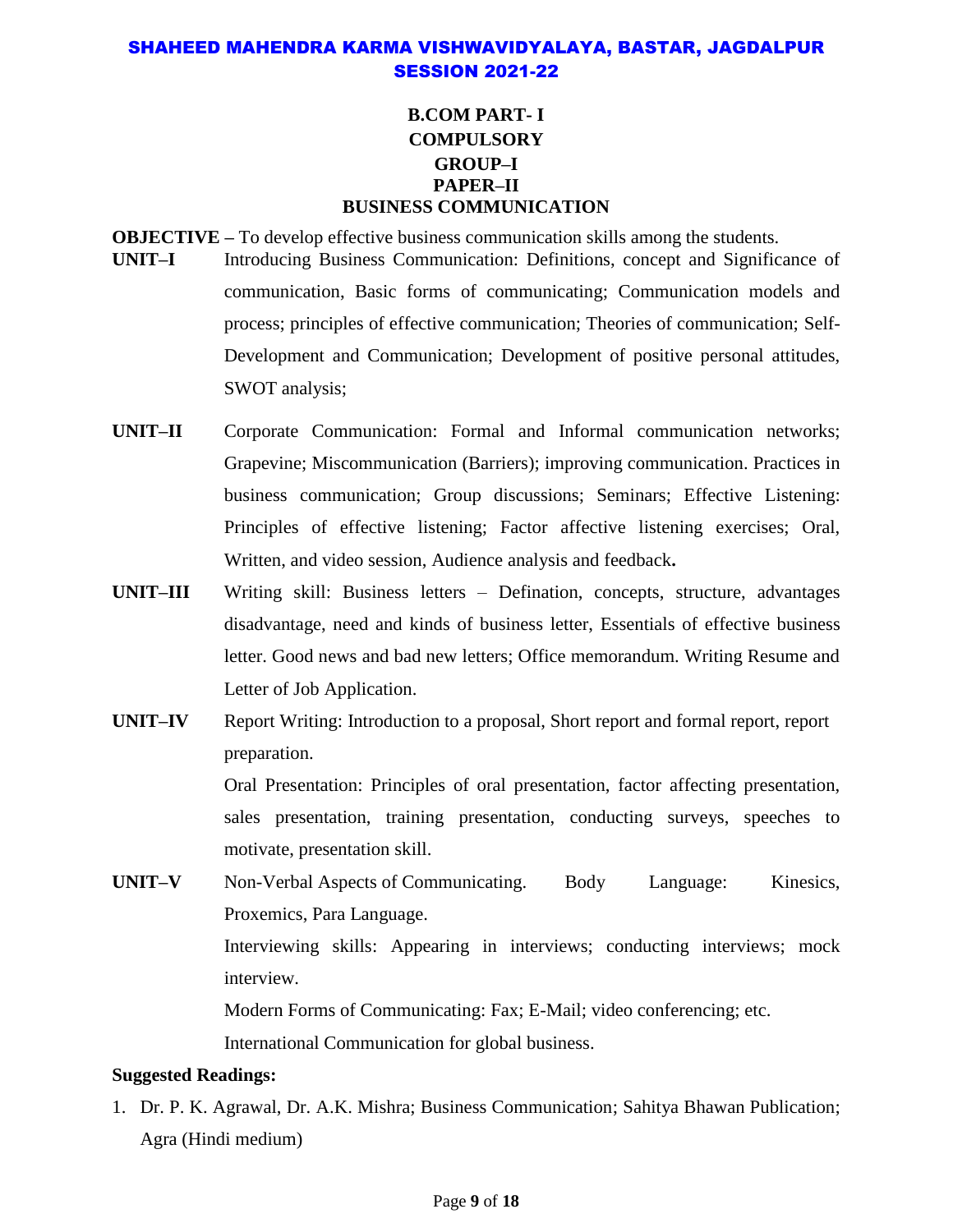**SHAHEED MAHENDRA KARMA VISHWAVIDYALAYA, BASTAR, JAGDALPUR**
**SESSION 2021-22**

# B.COM PART- I
## COMPULSORY
## GROUP–I
## PAPER–II
## BUSINESS COMMUNICATION

**OBJECTIVE –** To develop effective business communication skills among the students.

**UNIT–I** Introducing Business Communication: Definitions, concept and Significance of communication, Basic forms of communicating; Communication models and process; principles of effective communication; Theories of communication; Self-Development and Communication; Development of positive personal attitudes, SWOT analysis;

**UNIT–II** Corporate Communication: Formal and Informal communication networks; Grapevine; Miscommunication (Barriers); improving communication. Practices in business communication; Group discussions; Seminars; Effective Listening: Principles of effective listening; Factor affective listening exercises; Oral, Written, and video session, Audience analysis and feedback**.**

**UNIT–III** Writing skill: Business letters – Defination, concepts, structure, advantages disadvantage, need and kinds of business letter, Essentials of effective business letter. Good news and bad new letters; Office memorandum. Writing Resume and Letter of Job Application.

**UNIT–IV** Report Writing: Introduction to a proposal, Short report and formal report, report preparation.

Oral Presentation: Principles of oral presentation, factor affecting presentation, sales presentation, training presentation, conducting surveys, speeches to motivate, presentation skill.

**UNIT–V** Non-Verbal Aspects of Communicating. Body Language: Kinesics, Proxemics, Para Language.

Interviewing skills: Appearing in interviews; conducting interviews; mock interview.

Modern Forms of Communicating: Fax; E-Mail; video conferencing; etc.

International Communication for global business.

**Suggested Readings:**

1. Dr. P. K. Agrawal, Dr. A.K. Mishra; Business Communication; Sahitya Bhawan Publication; Agra (Hindi medium)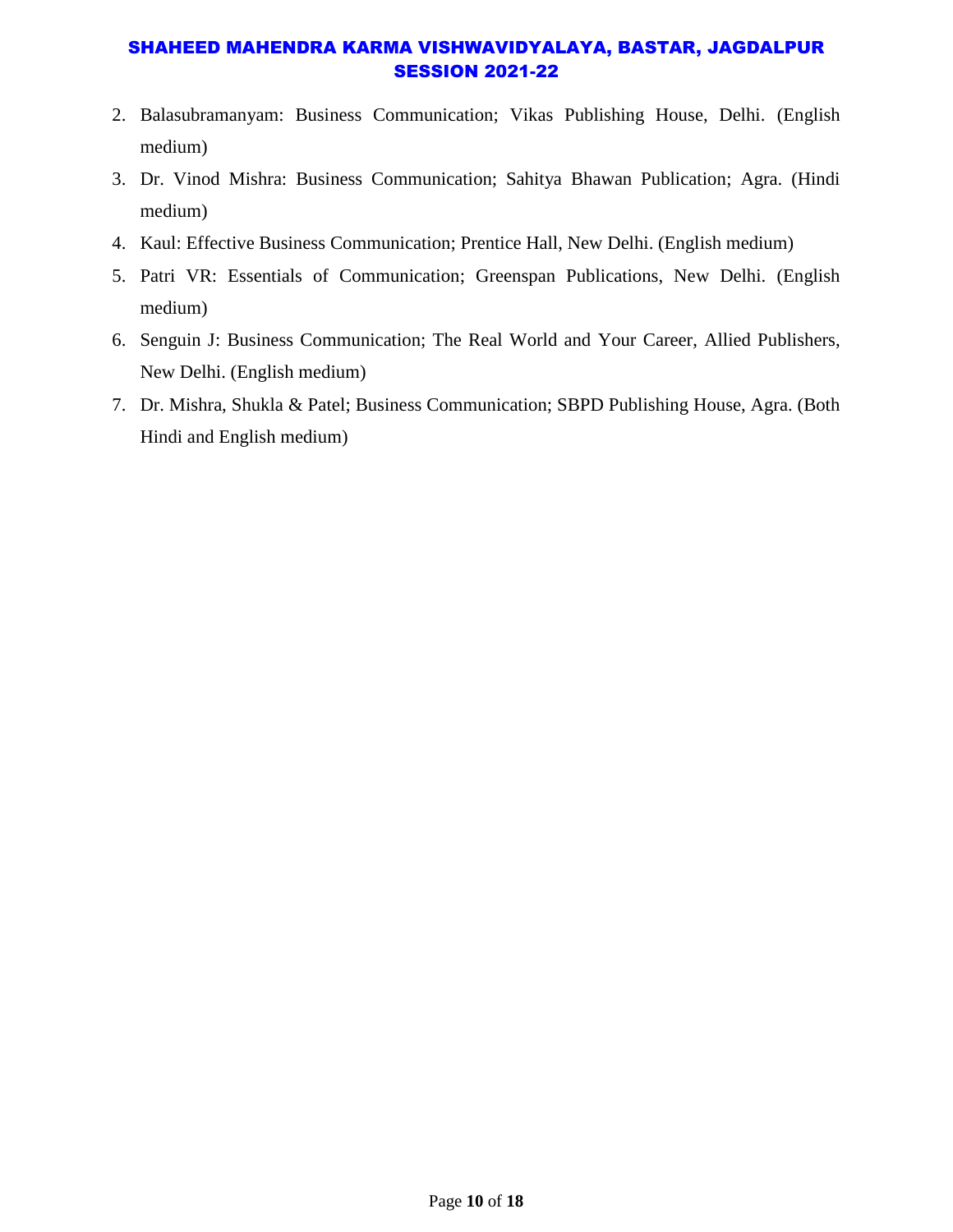2. Balasubramanyam: Business Communication; Vikas Publishing House, Delhi. (English medium)
3. Dr. Vinod Mishra: Business Communication; Sahitya Bhawan Publication; Agra. (Hindi medium)
4. Kaul: Effective Business Communication; Prentice Hall, New Delhi. (English medium)
5. Patri VR: Essentials of Communication; Greenspan Publications, New Delhi. (English medium)
6. Senguin J: Business Communication; The Real World and Your Career, Allied Publishers, New Delhi. (English medium)
7. Dr. Mishra, Shukla & Patel; Business Communication; SBPD Publishing House, Agra. (Both Hindi and English medium)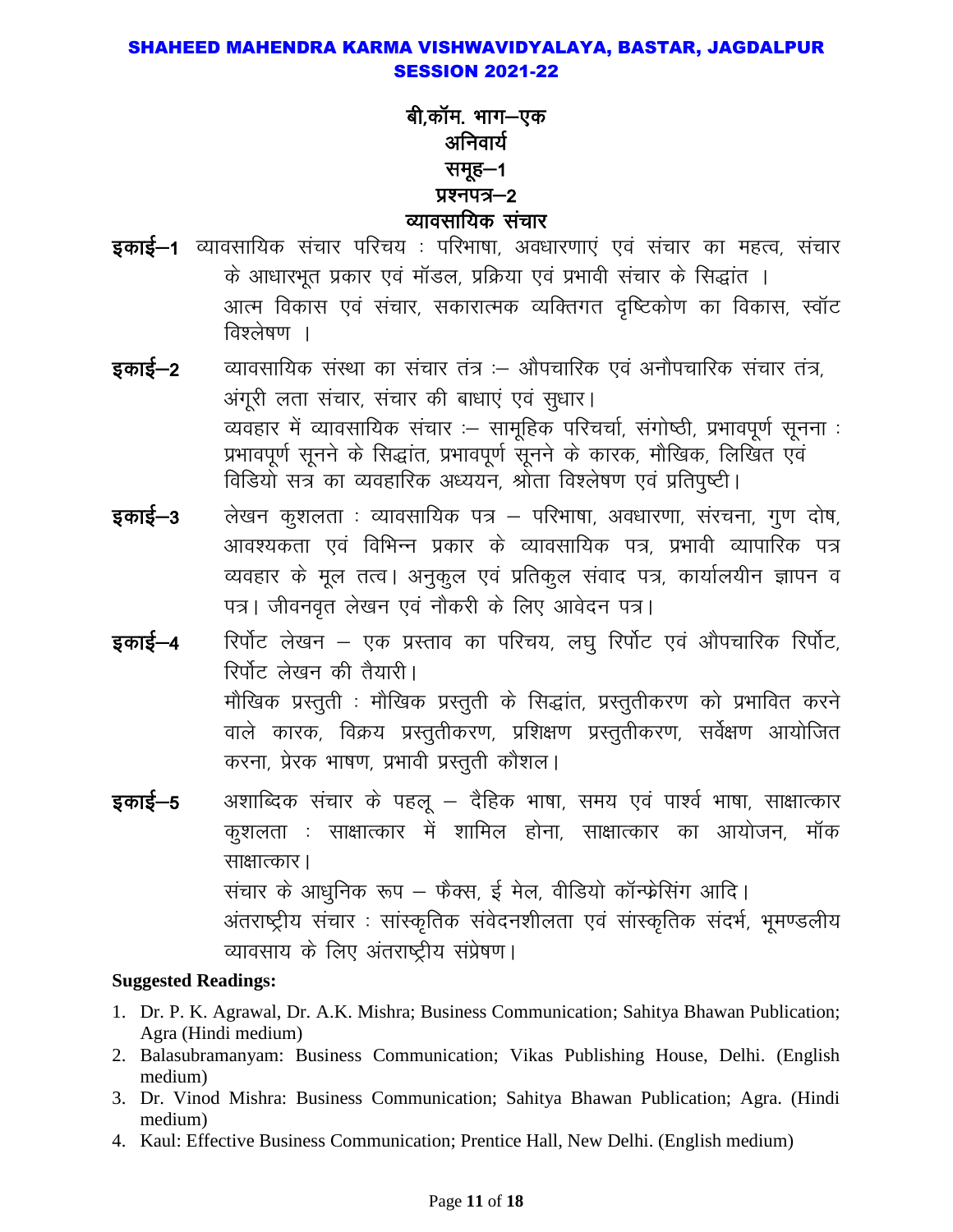**SHAHEED MAHENDRA KARMA VISHWAVIDYALAYA, BASTAR, JAGDALPUR**
**SESSION 2021-22**

# बी,कॉम. भाग—एक
## अनिवार्य
## समूह—1
## प्रश्नपत्र—2
## व्यावसायिक संचार

**इकाई—1** व्यावसायिक संचार परिचय : परिभाषा, अवधारणाएं एवं संचार का महत्व, संचार के आधारभूत प्रकार एवं मॉडल, प्रक्रिया एवं प्रभावी संचार के सिद्धांत ।
आत्म विकास एवं संचार, सकारात्मक व्यक्तिगत दृष्टिकोण का विकास, स्वॉट विश्लेषण ।

**इकाई—2** व्यावसायिक संस्था का संचार तंत्र :— औपचारिक एवं अनौपचारिक संचार तंत्र, अंगूरी लता संचार, संचार की बाधाएं एवं सुधार।
व्यवहार में व्यावसायिक संचार :— सामूहिक परिचर्चा, संगोष्ठी, प्रभावपूर्ण सूनना : प्रभावपूर्ण सूनने के सिद्धांत, प्रभावपूर्ण सूनने के कारक, मौखिक, लिखित एवं विडियो सत्र का व्यवहारिक अध्ययन, श्रोता विश्लेषण एवं प्रतिपुष्टी।

**इकाई—3** लेखन कुशलता : व्यावसायिक पत्र — परिभाषा, अवधारणा, संरचना, गुण दोष, आवश्यकता एवं विभिन्न प्रकार के व्यावसायिक पत्र, प्रभावी व्यापारिक पत्र व्यवहार के मूल तत्व। अनुकुल एवं प्रतिकुल संवाद पत्र, कार्यालयीन ज्ञापन व पत्र। जीवनवृत लेखन एवं नौकरी के लिए आवेदन पत्र।

**इकाई—4** रिर्पोट लेखन — एक प्रस्ताव का परिचय, लघु रिर्पोट एवं औपचारिक रिर्पोट, रिर्पोट लेखन की तैयारी।
मौखिक प्रस्तुती : मौखिक प्रस्तुती के सिद्धांत, प्रस्तुतीकरण को प्रभावित करने वाले कारक, विक्रय प्रस्तुतीकरण, प्रशिक्षण प्रस्तुतीकरण, सर्वेक्षण आयोजित करना, प्रेरक भाषण, प्रभावी प्रस्तुती कौशल।

**इकाई—5** अशाब्दिक संचार के पहलू — दैहिक भाषा, समय एवं पार्श्व भाषा, साक्षात्कार कुशलता : साक्षात्कार में शामिल होना, साक्षात्कार का आयोजन, मॉक साक्षात्कार।
संचार के आधुनिक रूप — फैक्स, ई मेल, वीडियो कॉन्फ्रेसिंग आदि।
अंतराष्ट्रीय संचार : सांस्कृतिक संवेदनशीलता एवं सांस्कृतिक संदर्भ, भूमण्डलीय व्यावसाय के लिए अंतराष्ट्रीय संप्रेषण।

**Suggested Readings:**

1. Dr. P. K. Agrawal, Dr. A.K. Mishra; Business Communication; Sahitya Bhawan Publication; Agra (Hindi medium)
2. Balasubramanyam: Business Communication; Vikas Publishing House, Delhi. (English medium)
3. Dr. Vinod Mishra: Business Communication; Sahitya Bhawan Publication; Agra. (Hindi medium)
4. Kaul: Effective Business Communication; Prentice Hall, New Delhi. (English medium)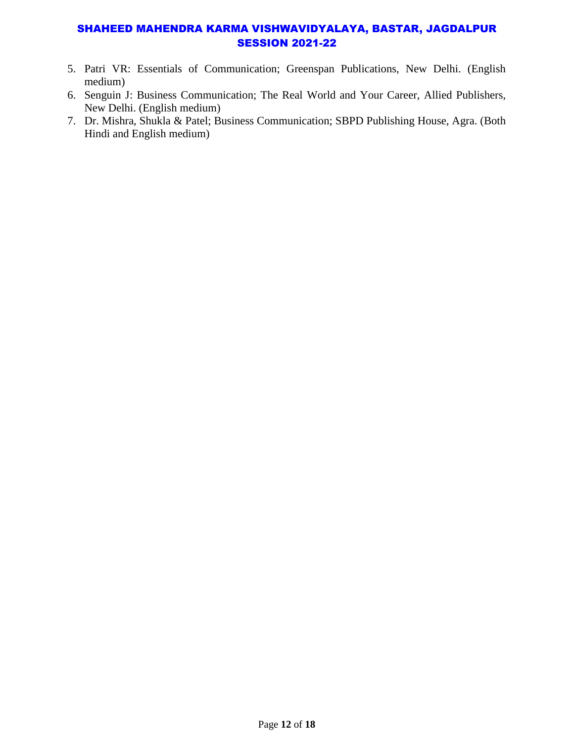5. Patri VR: Essentials of Communication; Greenspan Publications, New Delhi. (English medium)
6. Senguin J: Business Communication; The Real World and Your Career, Allied Publishers, New Delhi. (English medium)
7. Dr. Mishra, Shukla & Patel; Business Communication; SBPD Publishing House, Agra. (Both Hindi and English medium)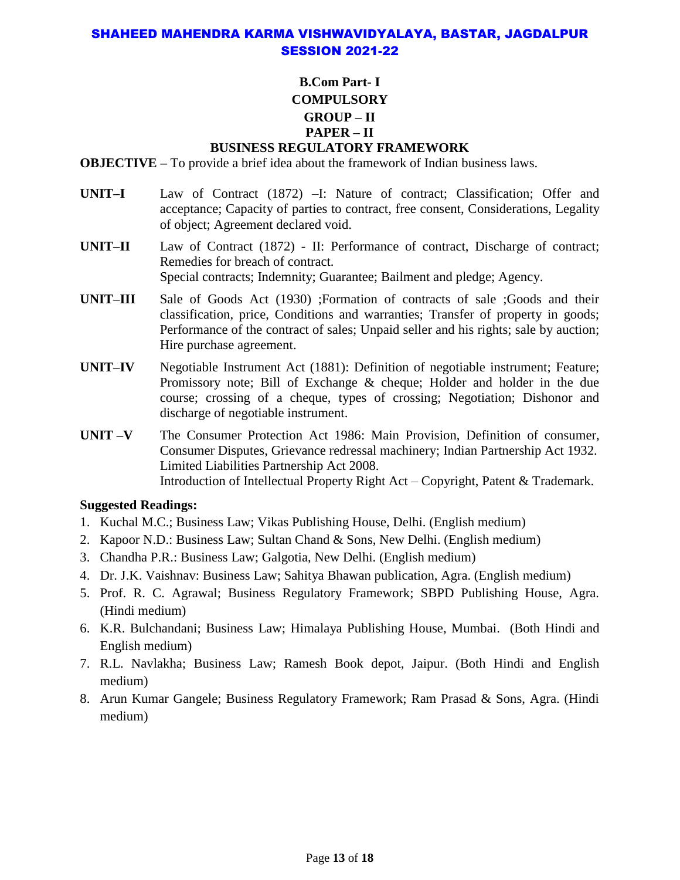# SHAHEED MAHENDRA KARMA VISHWAVIDYALAYA, BASTAR, JAGDALPUR
## SESSION 2021-22

**B.Com Part- I**
**COMPULSORY**
**GROUP – II**
**PAPER – II**
**BUSINESS REGULATORY FRAMEWORK**

**OBJECTIVE –** To provide a brief idea about the framework of Indian business laws.

**UNIT–I** Law of Contract (1872) –I: Nature of contract; Classification; Offer and acceptance; Capacity of parties to contract, free consent, Considerations, Legality of object; Agreement declared void.

**UNIT–II** Law of Contract (1872) - II: Performance of contract, Discharge of contract; Remedies for breach of contract.
Special contracts; Indemnity; Guarantee; Bailment and pledge; Agency.

**UNIT–III** Sale of Goods Act (1930) ;Formation of contracts of sale ;Goods and their classification, price, Conditions and warranties; Transfer of property in goods; Performance of the contract of sales; Unpaid seller and his rights; sale by auction; Hire purchase agreement.

**UNIT–IV** Negotiable Instrument Act (1881): Definition of negotiable instrument; Feature; Promissory note; Bill of Exchange & cheque; Holder and holder in the due course; crossing of a cheque, types of crossing; Negotiation; Dishonor and discharge of negotiable instrument.

**UNIT –V** The Consumer Protection Act 1986: Main Provision, Definition of consumer, Consumer Disputes, Grievance redressal machinery; Indian Partnership Act 1932. Limited Liabilities Partnership Act 2008.
Introduction of Intellectual Property Right Act – Copyright, Patent & Trademark.

**Suggested Readings:**

1. Kuchal M.C.; Business Law; Vikas Publishing House, Delhi. (English medium)
2. Kapoor N.D.: Business Law; Sultan Chand & Sons, New Delhi. (English medium)
3. Chandha P.R.: Business Law; Galgotia, New Delhi. (English medium)
4. Dr. J.K. Vaishnav: Business Law; Sahitya Bhawan publication, Agra. (English medium)
5. Prof. R. C. Agrawal; Business Regulatory Framework; SBPD Publishing House, Agra. (Hindi medium)
6. K.R. Bulchandani; Business Law; Himalaya Publishing House, Mumbai. (Both Hindi and English medium)
7. R.L. Navlakha; Business Law; Ramesh Book depot, Jaipur. (Both Hindi and English medium)
8. Arun Kumar Gangele; Business Regulatory Framework; Ram Prasad & Sons, Agra. (Hindi medium)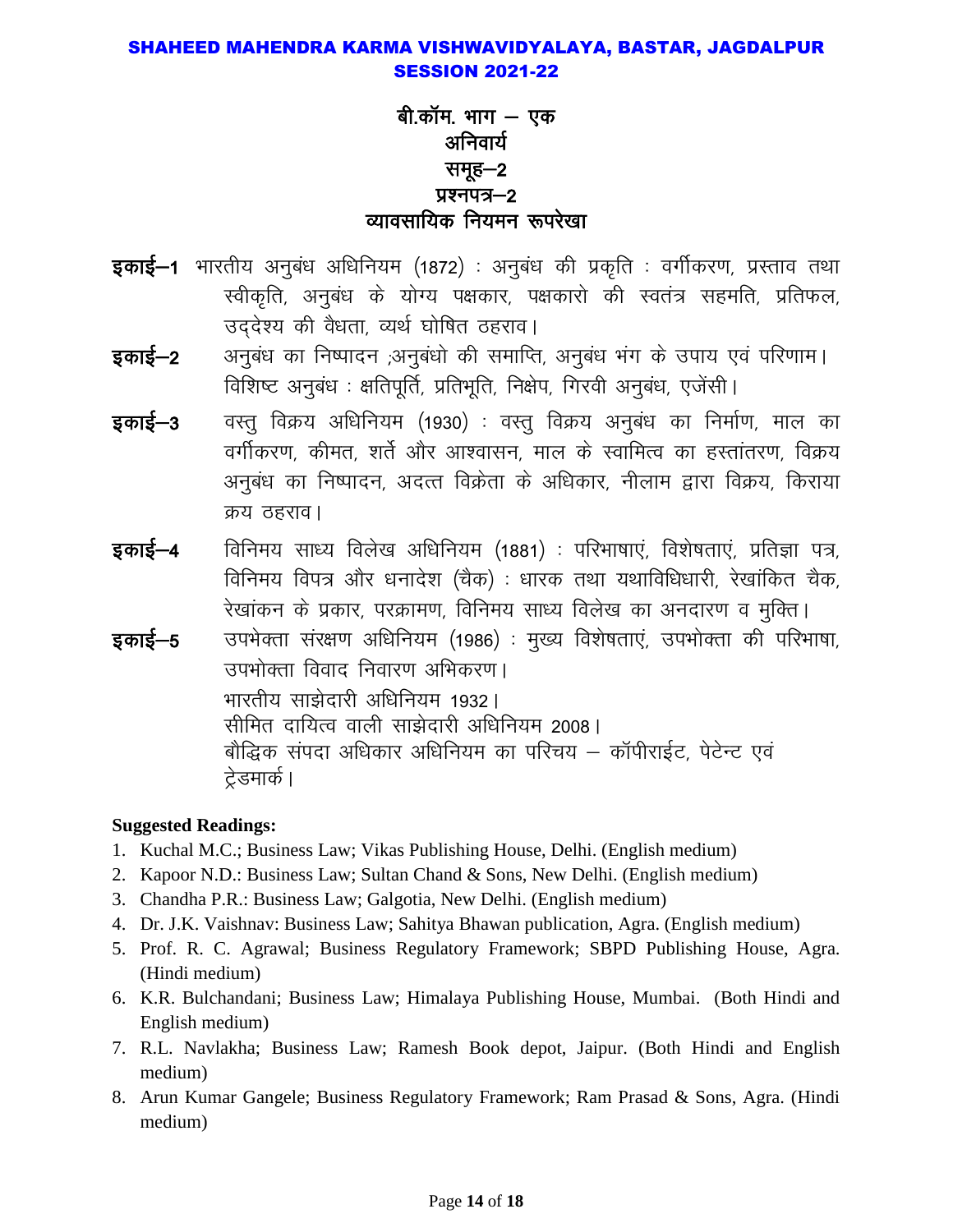**SHAHEED MAHENDRA KARMA VISHWAVIDYALAYA, BASTAR, JAGDALPUR**
**SESSION 2021-22**

# बी.कॉम. भाग – एक
## अनिवार्य
## समूह–2
## प्रश्नपत्र–2
## व्यावसायिक नियमन रूपरेखा

**इकाई–1** भारतीय अनुबंध अधिनियम (1872) : अनुबंध की प्रकृति : वर्गीकरण, प्रस्ताव तथा स्वीकृति, अनुबंध के योग्य पक्षकार, पक्षकारो की स्वतंत्र सहमति, प्रतिफल, उद्देश्य की वैधता, व्यर्थ घोषित ठहराव।

**इकाई–2** अनुबंध का निष्पादन ;अनुबंधो की समाप्ति, अनुबंध भंग के उपाय एवं परिणाम। विशिष्ट अनुबंध : क्षतिपूर्ति, प्रतिभूति, निक्षेप, गिरवी अनुबंध, एजेंसी।

**इकाई–3** वस्तु विक्रय अधिनियम (1930) : वस्तु विक्रय अनुबंध का निर्माण, माल का वर्गीकरण, कीमत, शर्ते और आश्वासन, माल के स्वामित्व का हस्तांतरण, विक्रय अनुबंध का निष्पादन, अदत्त विक्रेता के अधिकार, नीलाम द्वारा विक्रय, किराया क्रय ठहराव।

**इकाई–4** विनिमय साध्य विलेख अधिनियम (1881) : परिभाषाएं, विशेषताएं, प्रतिज्ञा पत्र, विनिमय विपत्र और धनादेश (चैक) : धारक तथा यथाविधिधारी, रेखांकित चैक, रेखांकन के प्रकार, परक्रामण, विनिमय साध्य विलेख का अनदारण व मुक्ति।

**इकाई–5** उपभेक्ता संरक्षण अधिनियम (1986) : मुख्य विशेषताएं, उपभोक्ता की परिभाषा, उपभोक्ता विवाद निवारण अभिकरण।
भारतीय साझेदारी अधिनियम 1932।
सीमित दायित्व वाली साझेदारी अधिनियम 2008।
बौद्धिक संपदा अधिकार अधिनियम का परिचय – कॉपीराईट, पेटेन्ट एवं ट्रेडमार्क।

**Suggested Readings:**

1. Kuchal M.C.; Business Law; Vikas Publishing House, Delhi. (English medium)
2. Kapoor N.D.: Business Law; Sultan Chand & Sons, New Delhi. (English medium)
3. Chandha P.R.: Business Law; Galgotia, New Delhi. (English medium)
4. Dr. J.K. Vaishnav: Business Law; Sahitya Bhawan publication, Agra. (English medium)
5. Prof. R. C. Agrawal; Business Regulatory Framework; SBPD Publishing House, Agra. (Hindi medium)
6. K.R. Bulchandani; Business Law; Himalaya Publishing House, Mumbai. (Both Hindi and English medium)
7. R.L. Navlakha; Business Law; Ramesh Book depot, Jaipur. (Both Hindi and English medium)
8. Arun Kumar Gangele; Business Regulatory Framework; Ram Prasad & Sons, Agra. (Hindi medium)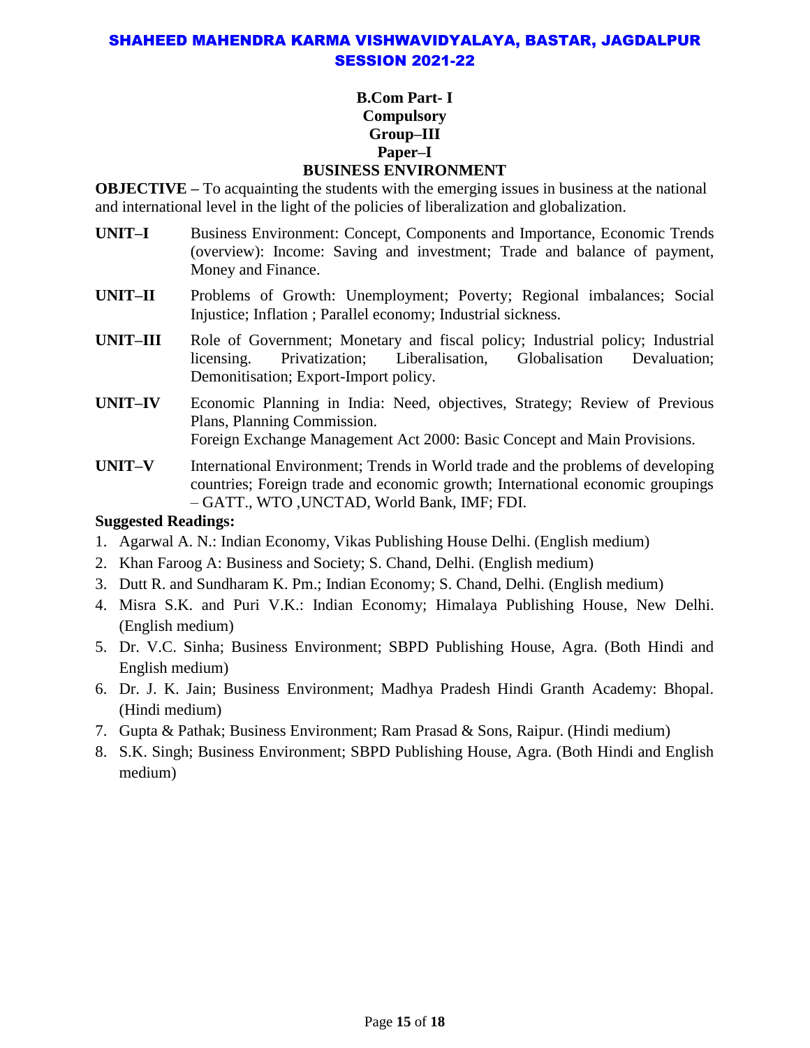# SHAHEED MAHENDRA KARMA VISHWAVIDYALAYA, BASTAR, JAGDALPUR
## SESSION 2021-22

**B.Com Part- I**
**Compulsory**
**Group–III**
**Paper–I**
**BUSINESS ENVIRONMENT**

**OBJECTIVE –** To acquainting the students with the emerging issues in business at the national and international level in the light of the policies of liberalization and globalization.

**UNIT–I** Business Environment: Concept, Components and Importance, Economic Trends (overview): Income: Saving and investment; Trade and balance of payment, Money and Finance.

**UNIT–II** Problems of Growth: Unemployment; Poverty; Regional imbalances; Social Injustice; Inflation ; Parallel economy; Industrial sickness.

**UNIT–III** Role of Government; Monetary and fiscal policy; Industrial policy; Industrial licensing. Privatization; Liberalisation, Globalisation Devaluation; Demonitisation; Export-Import policy.

**UNIT–IV** Economic Planning in India: Need, objectives, Strategy; Review of Previous Plans, Planning Commission.
Foreign Exchange Management Act 2000: Basic Concept and Main Provisions.

**UNIT–V** International Environment; Trends in World trade and the problems of developing countries; Foreign trade and economic growth; International economic groupings – GATT., WTO ,UNCTAD, World Bank, IMF; FDI.

**Suggested Readings:**

1. Agarwal A. N.: Indian Economy, Vikas Publishing House Delhi. (English medium)
2. Khan Faroog A: Business and Society; S. Chand, Delhi. (English medium)
3. Dutt R. and Sundharam K. Pm.; Indian Economy; S. Chand, Delhi. (English medium)
4. Misra S.K. and Puri V.K.: Indian Economy; Himalaya Publishing House, New Delhi. (English medium)
5. Dr. V.C. Sinha; Business Environment; SBPD Publishing House, Agra. (Both Hindi and English medium)
6. Dr. J. K. Jain; Business Environment; Madhya Pradesh Hindi Granth Academy: Bhopal. (Hindi medium)
7. Gupta & Pathak; Business Environment; Ram Prasad & Sons, Raipur. (Hindi medium)
8. S.K. Singh; Business Environment; SBPD Publishing House, Agra. (Both Hindi and English medium)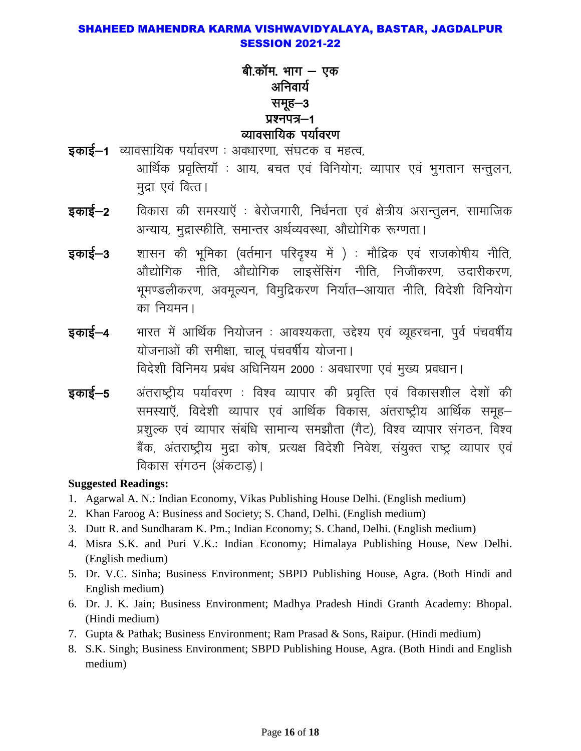**SHAHEED MAHENDRA KARMA VISHWAVIDYALAYA, BASTAR, JAGDALPUR**
**SESSION 2021-22**

# बी.कॉम. भाग – एक
## अनिवार्य
## समूह–3
## प्रश्नपत्र–1
## व्यावसायिक पर्यावरण

**इकाई–1** व्यावसायिक पर्यावरण : अवधारणा, संघटक व महत्व, आर्थिक प्रवृत्तियॉ : आय, बचत एवं विनियोग; व्यापार एवं भुगतान सन्तुलन, मुद्रा एवं वित्त।

**इकाई–2** विकास की समस्याएॅ : बेरोजगारी, निर्धनता एवं क्षेत्रीय असन्तुलन, सामाजिक अन्याय, मुद्रास्फीति, समान्तर अर्थव्यवस्था, औद्योगिक रूग्णता।

**इकाई–3** शासन की भूमिका (वर्तमान परिदृश्य में ) : मौद्रिक एवं राजकोषीय नीति, औद्योगिक नीति, औद्योगिक लाइसेंसिंग नीति, निजीकरण, उदारीकरण, भूमण्डलीकरण, अवमूल्यन, विमुद्रिकरण निर्यात–आयात नीति, विदेशी विनियोग का नियमन।

**इकाई–4** भारत में आर्थिक नियोजन : आवश्यकता, उद्देश्य एवं व्यूहरचना, पुर्व पंचवर्षीय योजनाओं की समीक्षा, चालू पंचवर्षीय योजना।
विदेशी विनिमय प्रबंध अधिनियम 2000 : अवधारणा एवं मुख्य प्रवधान।

**इकाई–5** अंतराष्ट्रीय पर्यावरण : विश्व व्यापार की प्रवृत्ति एवं विकासशील देशों की समस्याएॅ, विदेशी व्यापार एवं आर्थिक विकास, अंतराष्ट्रीय आर्थिक समूह– प्रशुल्क एवं व्यापार संबंधि सामान्य समझौता (गैट), विश्व व्यापार संगठन, विश्व बैंक, अंतराष्ट्रीय मुद्रा कोष, प्रत्यक्ष विदेशी निवेश, संयुक्त राष्ट्र व्यापार एवं विकास संगठन (अंकटाड़)।

**Suggested Readings:**

1. Agarwal A. N.: Indian Economy, Vikas Publishing House Delhi. (English medium)
2. Khan Faroog A: Business and Society; S. Chand, Delhi. (English medium)
3. Dutt R. and Sundharam K. Pm.; Indian Economy; S. Chand, Delhi. (English medium)
4. Misra S.K. and Puri V.K.: Indian Economy; Himalaya Publishing House, New Delhi. (English medium)
5. Dr. V.C. Sinha; Business Environment; SBPD Publishing House, Agra. (Both Hindi and English medium)
6. Dr. J. K. Jain; Business Environment; Madhya Pradesh Hindi Granth Academy: Bhopal. (Hindi medium)
7. Gupta & Pathak; Business Environment; Ram Prasad & Sons, Raipur. (Hindi medium)
8. S.K. Singh; Business Environment; SBPD Publishing House, Agra. (Both Hindi and English medium)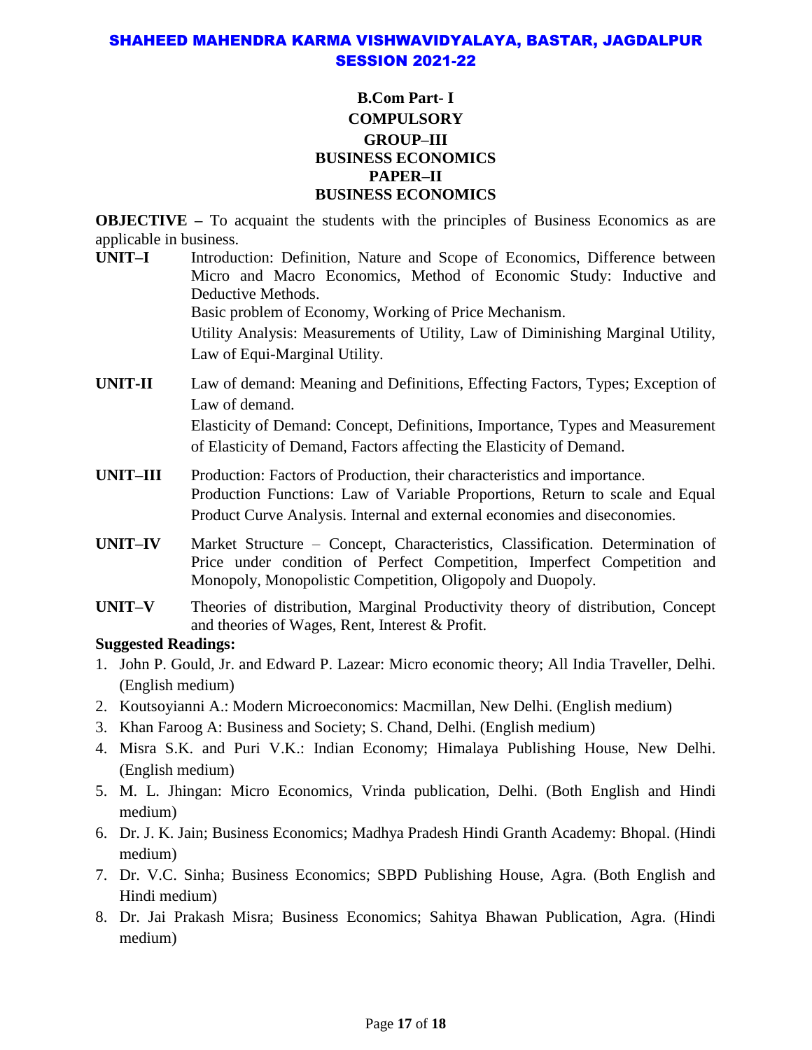# SHAHEED MAHENDRA KARMA VISHWAVIDYALAYA, BASTAR, JAGDALPUR
## SESSION 2021-22

### B.Com Part- I
### COMPULSORY
### GROUP–III
### BUSINESS ECONOMICS
### PAPER–II
### BUSINESS ECONOMICS

**OBJECTIVE –** To acquaint the students with the principles of Business Economics as are applicable in business.

**UNIT–I** Introduction: Definition, Nature and Scope of Economics, Difference between Micro and Macro Economics, Method of Economic Study: Inductive and Deductive Methods.

Basic problem of Economy, Working of Price Mechanism.

Utility Analysis: Measurements of Utility, Law of Diminishing Marginal Utility, Law of Equi-Marginal Utility.

**UNIT-II** Law of demand: Meaning and Definitions, Effecting Factors, Types; Exception of Law of demand.

Elasticity of Demand: Concept, Definitions, Importance, Types and Measurement of Elasticity of Demand, Factors affecting the Elasticity of Demand.

**UNIT–III** Production: Factors of Production, their characteristics and importance.

Production Functions: Law of Variable Proportions, Return to scale and Equal Product Curve Analysis. Internal and external economies and diseconomies.

**UNIT–IV** Market Structure – Concept, Characteristics, Classification. Determination of Price under condition of Perfect Competition, Imperfect Competition and Monopoly, Monopolistic Competition, Oligopoly and Duopoly.

**UNIT–V** Theories of distribution, Marginal Productivity theory of distribution, Concept and theories of Wages, Rent, Interest & Profit.

**Suggested Readings:**

1. John P. Gould, Jr. and Edward P. Lazear: Micro economic theory; All India Traveller, Delhi. (English medium)
2. Koutsoyianni A.: Modern Microeconomics: Macmillan, New Delhi. (English medium)
3. Khan Faroog A: Business and Society; S. Chand, Delhi. (English medium)
4. Misra S.K. and Puri V.K.: Indian Economy; Himalaya Publishing House, New Delhi. (English medium)
5. M. L. Jhingan: Micro Economics, Vrinda publication, Delhi. (Both English and Hindi medium)
6. Dr. J. K. Jain; Business Economics; Madhya Pradesh Hindi Granth Academy: Bhopal. (Hindi medium)
7. Dr. V.C. Sinha; Business Economics; SBPD Publishing House, Agra. (Both English and Hindi medium)
8. Dr. Jai Prakash Misra; Business Economics; Sahitya Bhawan Publication, Agra. (Hindi medium)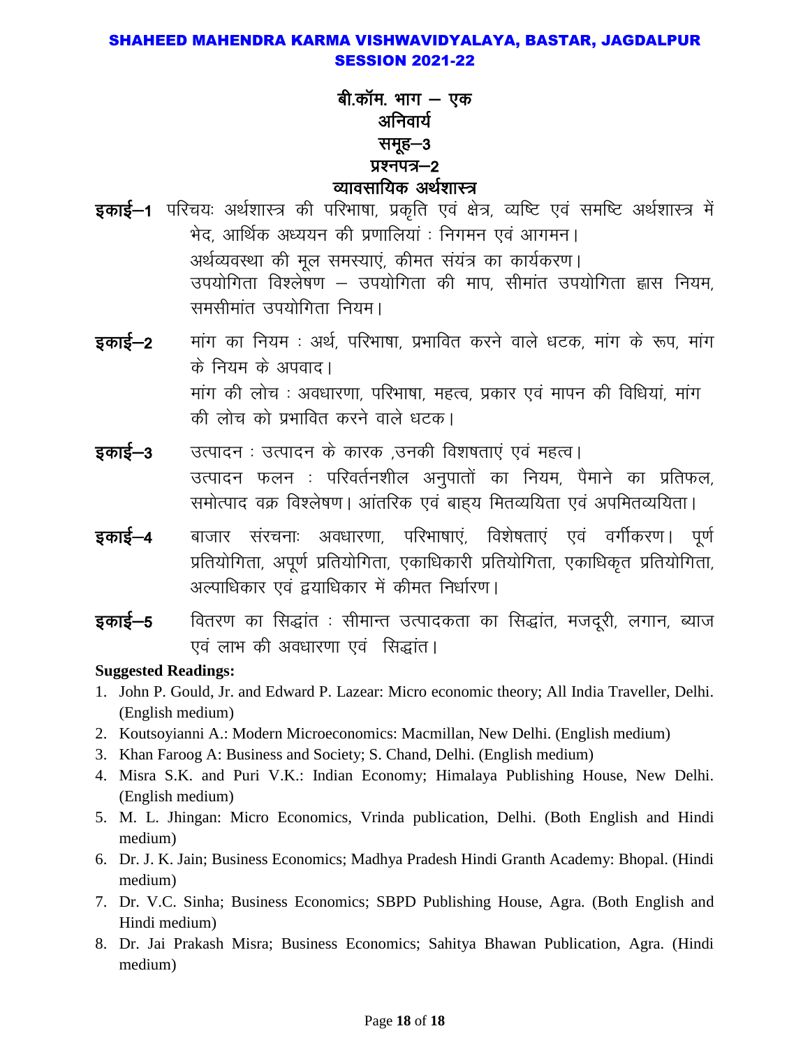**SHAHEED MAHENDRA KARMA VISHWAVIDYALAYA, BASTAR, JAGDALPUR**
**SESSION 2021-22**

# बी.कॉम. भाग – एक
## अनिवार्य
## समूह–3
## प्रश्नपत्र–2
## व्यावसायिक अर्थशास्त्र

**इकाई–1** परिचयः अर्थशास्त्र की परिभाषा, प्रकृति एवं क्षेत्र, व्यष्टि एवं समष्टि अर्थशास्त्र में भेद, आर्थिक अध्ययन की प्रणालियां : निगमन एवं आगमन।
अर्थव्यवस्था की मूल समस्याएं, कीमत संयंत्र का कार्यकरण।
उपयोगिता विश्लेषण – उपयोगिता की माप, सीमांत उपयोगिता ह्रास नियम, समसीमांत उपयोगिता नियम।

**इकाई–2** मांग का नियम : अर्थ, परिभाषा, प्रभावित करने वाले धटक, मांग के रूप, मांग के नियम के अपवाद।
मांग की लोच : अवधारणा, परिभाषा, महत्व, प्रकार एवं मापन की विधियां, मांग की लोच को प्रभावित करने वाले धटक।

**इकाई–3** उत्पादन : उत्पादन के कारक ,उनकी विशषताएं एवं महत्व।
उत्पादन फलन : परिवर्तनशील अनुपातों का नियम, पैमाने का प्रतिफल, समोत्पाद वक्र विश्लेषण। आंतरिक एवं बाह्य मितव्ययिता एवं अपमितव्ययिता।

**इकाई–4** बाजार संरचनाः अवधारणा, परिभाषाएं, विशेषताएं एवं वर्गीकरण। पूर्ण प्रतियोगिता, अपूर्ण प्रतियोगिता, एकाधिकारी प्रतियोगिता, एकाधिकृत प्रतियोगिता, अल्पाधिकार एवं द्वयाधिकार में कीमत निर्धारण।

**इकाई–5** वितरण का सिद्धांत : सीमान्त उत्पादकता का सिद्धांत, मजदूरी, लगान, ब्याज एवं लाभ की अवधारणा एवं सिद्धांत।

**Suggested Readings:**

1. John P. Gould, Jr. and Edward P. Lazear: Micro economic theory; All India Traveller, Delhi. (English medium)
2. Koutsoyianni A.: Modern Microeconomics: Macmillan, New Delhi. (English medium)
3. Khan Faroog A: Business and Society; S. Chand, Delhi. (English medium)
4. Misra S.K. and Puri V.K.: Indian Economy; Himalaya Publishing House, New Delhi. (English medium)
5. M. L. Jhingan: Micro Economics, Vrinda publication, Delhi. (Both English and Hindi medium)
6. Dr. J. K. Jain; Business Economics; Madhya Pradesh Hindi Granth Academy: Bhopal. (Hindi medium)
7. Dr. V.C. Sinha; Business Economics; SBPD Publishing House, Agra. (Both English and Hindi medium)
8. Dr. Jai Prakash Misra; Business Economics; Sahitya Bhawan Publication, Agra. (Hindi medium)